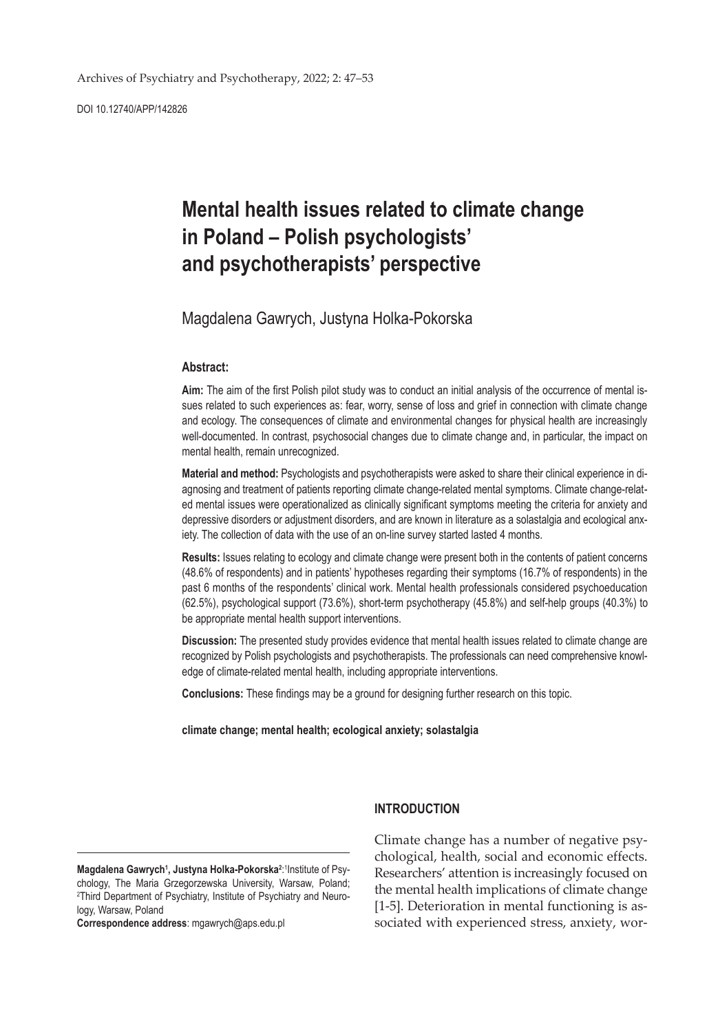DOI 10.12740/APP/142826

# Mental health issues related to climate change in Poland – Polish psychologists' and psychotherapists' perspective

Magdalena Gawrych, Justyna Holka-Pokorska

### Abstract:

**Aim:** The aim of the first Polish pilot study was to conduct an initial analysis of the occurrence of mental issues related to such experiences as: fear, worry, sense of loss and grief in connection with climate change and ecology. The consequences of climate and environmental changes for physical health are increasingly well-documented. In contrast, psychosocial changes due to climate change and, in particular, the impact on mental health, remain unrecognized.

**Material and method:** Psychologists and psychotherapists were asked to share their clinical experience in diagnosing and treatment of patients reporting climate change-related mental symptoms. Climate change-related mental issues were operationalized as clinically significant symptoms meeting the criteria for anxiety and depressive disorders or adjustment disorders, and are known in literature as a solastalgia and ecological anxiety. The collection of data with the use of an on-line survey started lasted 4 months.

**Results:** Issues relating to ecology and climate change were present both in the contents of patient concerns (48.6% of respondents) and in patients' hypotheses regarding their symptoms (16.7% of respondents) in the past 6 months of the respondents' clinical work. Mental health professionals considered psychoeducation (62.5%), psychological support (73.6%), short-term psychotherapy (45.8%) and self-help groups (40.3%) to be appropriate mental health support interventions.

**Discussion:** The presented study provides evidence that mental health issues related to climate change are recognized by Polish psychologists and psychotherapists. The professionals can need comprehensive knowledge of climate-related mental health, including appropriate interventions.

**Conclusions:** These findings may be a ground for designing further research on this topic.

**climate change; mental health; ecological anxiety; solastalgia**

## INTRODUCTION

Climate change has a number of negative psychological, health, social and economic effects. Researchers' attention is increasingly focused on the mental health implications of climate change [1-5]. Deterioration in mental functioning is associated with experienced stress, anxiety, wor-

**Magdalena Gawrych[1], Justyna Holka-Pokorska[2]**: [1]Institute of Psychology, The Maria Grzegorzewska University, Warsaw, Poland; [2]Third Department of Psychiatry, Institute of Psychiatry and Neurology, Warsaw, Poland

**Correspondence address**: mgawrych@aps.edu.pl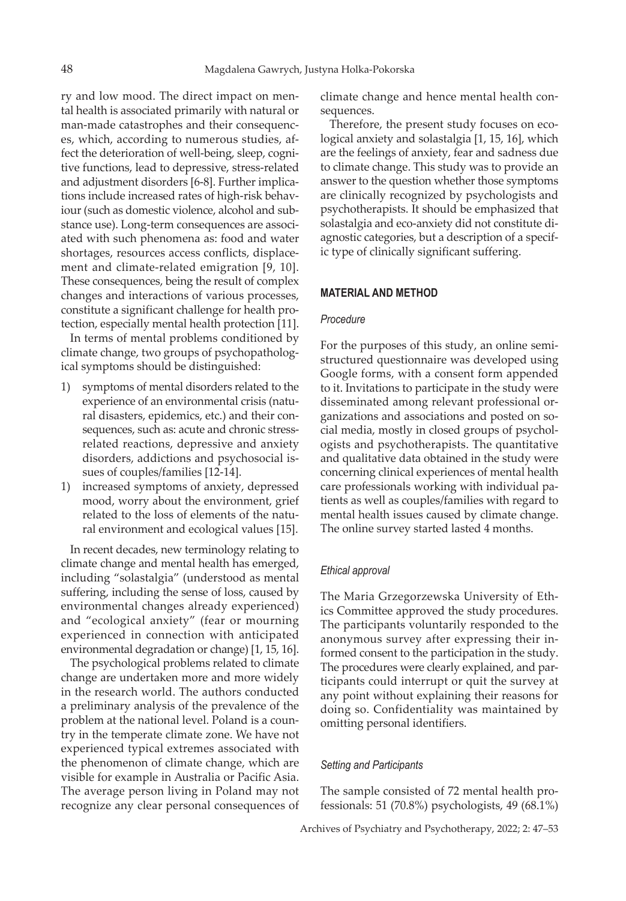ry and low mood. The direct impact on mental health is associated primarily with natural or man-made catastrophes and their consequences, which, according to numerous studies, affect the deterioration of well-being, sleep, cognitive functions, lead to depressive, stress-related and adjustment disorders [6-8]. Further implications include increased rates of high-risk behaviour (such as domestic violence, alcohol and substance use). Long-term consequences are associated with such phenomena as: food and water shortages, resources access conflicts, displacement and climate-related emigration [9, 10]. These consequences, being the result of complex changes and interactions of various processes, constitute a significant challenge for health protection, especially mental health protection [11].

In terms of mental problems conditioned by climate change, two groups of psychopathological symptoms should be distinguished:

1) symptoms of mental disorders related to the experience of an environmental crisis (natural disasters, epidemics, etc.) and their consequences, such as: acute and chronic stress-related reactions, depressive and anxiety disorders, addictions and psychosocial issues of couples/families [12-14].
1) increased symptoms of anxiety, depressed mood, worry about the environment, grief related to the loss of elements of the natural environment and ecological values [15].

In recent decades, new terminology relating to climate change and mental health has emerged, including "solastalgia" (understood as mental suffering, including the sense of loss, caused by environmental changes already experienced) and "ecological anxiety" (fear or mourning experienced in connection with anticipated environmental degradation or change) [1, 15, 16].

The psychological problems related to climate change are undertaken more and more widely in the research world. The authors conducted a preliminary analysis of the prevalence of the problem at the national level. Poland is a country in the temperate climate zone. We have not experienced typical extremes associated with the phenomenon of climate change, which are visible for example in Australia or Pacific Asia. The average person living in Poland may not recognize any clear personal consequences of climate change and hence mental health consequences.

Therefore, the present study focuses on ecological anxiety and solastalgia [1, 15, 16], which are the feelings of anxiety, fear and sadness due to climate change. This study was to provide an answer to the question whether those symptoms are clinically recognized by psychologists and psychotherapists. It should be emphasized that solastalgia and eco-anxiety did not constitute diagnostic categories, but a description of a specific type of clinically significant suffering.

## MATERIAL AND METHOD

### *Procedure*

For the purposes of this study, an online semi-structured questionnaire was developed using Google forms, with a consent form appended to it. Invitations to participate in the study were disseminated among relevant professional organizations and associations and posted on social media, mostly in closed groups of psychologists and psychotherapists. The quantitative and qualitative data obtained in the study were concerning clinical experiences of mental health care professionals working with individual patients as well as couples/families with regard to mental health issues caused by climate change. The online survey started lasted 4 months.

### *Ethical approval*

The Maria Grzegorzewska University of Ethics Committee approved the study procedures. The participants voluntarily responded to the anonymous survey after expressing their informed consent to the participation in the study. The procedures were clearly explained, and participants could interrupt or quit the survey at any point without explaining their reasons for doing so. Confidentiality was maintained by omitting personal identifiers.

### *Setting and Participants*

The sample consisted of 72 mental health professionals: 51 (70.8%) psychologists, 49 (68.1%)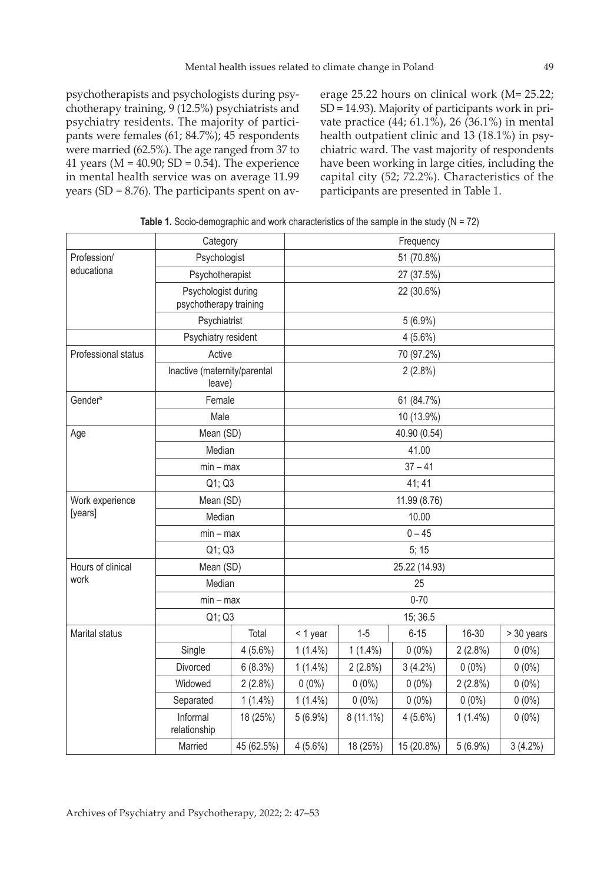psychotherapists and psychologists during psychotherapy training, 9 (12.5%) psychiatrists and psychiatry residents. The majority of participants were females (61; 84.7%); 45 respondents were married (62.5%). The age ranged from 37 to 41 years (M = 40.90; SD = 0.54). The experience in mental health service was on average 11.99 years (SD = 8.76). The participants spent on average 25.22 hours on clinical work (M= 25.22; SD = 14.93). Majority of participants work in private practice (44; 61.1%), 26 (36.1%) in mental health outpatient clinic and 13 (18.1%) in psychiatric ward. The vast majority of respondents have been working in large cities, including the capital city (52; 72.2%). Characteristics of the participants are presented in Table 1.

**Table 1.** Socio-demographic and work characteristics of the sample in the study (N = 72)

| | Category | | Frequency | | | | |
|---|---|---|---|---|---|---|---|
| Profession/ educationa | Psychologist | | 51 (70.8%) | | | | |
| | Psychotherapist | | 27 (37.5%) | | | | |
| | Psychologist during psychotherapy training | | 22 (30.6%) | | | | |
| | Psychiatrist | | 5 (6.9%) | | | | |
| | Psychiatry resident | | 4 (5.6%) | | | | |
| Professional status | Active | | 70 (97.2%) | | | | |
| | Inactive (maternity/parental leave) | | 2 (2.8%) | | | | |
| Gender[b] | Female | | 61 (84.7%) | | | | |
| | Male | | 10 (13.9%) | | | | |
| Age | Mean (SD) | | 40.90 (0.54) | | | | |
| | Median | | 41.00 | | | | |
| | min – max | | 37 – 41 | | | | |
| | Q1; Q3 | | 41; 41 | | | | |
| Work experience [years] | Mean (SD) | | 11.99 (8.76) | | | | |
| | Median | | 10.00 | | | | |
| | min – max | | 0 – 45 | | | | |
| | Q1; Q3 | | 5; 15 | | | | |
| Hours of clinical work | Mean (SD) | | 25.22 (14.93) | | | | |
| | Median | | 25 | | | | |
| | min – max | | 0-70 | | | | |
| | Q1; Q3 | | 15; 36.5 | | | | |
| Marital status | | Total | < 1 year | 1-5 | 6-15 | 16-30 | > 30 years |
| | Single | 4 (5.6%) | 1 (1.4%) | 1 (1.4%) | 0 (0%) | 2 (2.8%) | 0 (0%) |
| | Divorced | 6 (8.3%) | 1 (1.4%) | 2 (2.8%) | 3 (4.2%) | 0 (0%) | 0 (0%) |
| | Widowed | 2 (2.8%) | 0 (0%) | 0 (0%) | 0 (0%) | 2 (2.8%) | 0 (0%) |
| | Separated | 1 (1.4%) | 1 (1.4%) | 0 (0%) | 0 (0%) | 0 (0%) | 0 (0%) |
| | Informal relationship | 18 (25%) | 5 (6.9%) | 8 (11.1%) | 4 (5.6%) | 1 (1.4%) | 0 (0%) |
| | Married | 45 (62.5%) | 4 (5.6%) | 18 (25%) | 15 (20.8%) | 5 (6.9%) | 3 (4.2%) |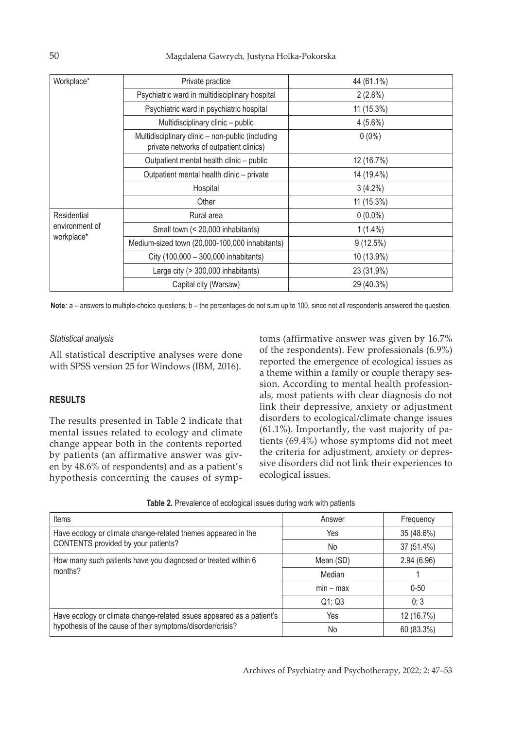| Workplace* | Private practice | 44 (61.1%) |
|---|---|---|
| | Psychiatric ward in multidisciplinary hospital | 2 (2.8%) |
| | Psychiatric ward in psychiatric hospital | 11 (15.3%) |
| | Multidisciplinary clinic – public | 4 (5.6%) |
| | Multidisciplinary clinic – non-public (including private networks of outpatient clinics) | 0 (0%) |
| | Outpatient mental health clinic – public | 12 (16.7%) |
| | Outpatient mental health clinic – private | 14 (19.4%) |
| | Hospital | 3 (4.2%) |
| | Other | 11 (15.3%) |
| Residential environment of workplace* | Rural area | 0 (0.0%) |
| | Small town (< 20,000 inhabitants) | 1 (1.4%) |
| | Medium-sized town (20,000-100,000 inhabitants) | 9 (12.5%) |
| | City (100,000 – 300,000 inhabitants) | 10 (13.9%) |
| | Large city (> 300,000 inhabitants) | 23 (31.9%) |
| | Capital city (Warsaw) | 29 (40.3%) |

**Note***:* a – answers to multiple-choice questions; b – the percentages do not sum up to 100, since not all respondents answered the question.

### *Statistical analysis*

All statistical descriptive analyses were done with SPSS version 25 for Windows (IBM, 2016).

## RESULTS

The results presented in Table 2 indicate that mental issues related to ecology and climate change appear both in the contents reported by patients (an affirmative answer was given by 48.6% of respondents) and as a patient's hypothesis concerning the causes of symptoms (affirmative answer was given by 16.7% of the respondents). Few professionals (6.9%) reported the emergence of ecological issues as a theme within a family or couple therapy session. According to mental health professionals, most patients with clear diagnosis do not link their depressive, anxiety or adjustment disorders to ecological/climate change issues (61.1%). Importantly, the vast majority of patients (69.4%) whose symptoms did not meet the criteria for adjustment, anxiety or depressive disorders did not link their experiences to ecological issues.

**Table 2.** Prevalence of ecological issues during work with patients

| Items | Answer | Frequency |
|---|---|---|
| Have ecology or climate change-related themes appeared in the CONTENTS provided by your patients? | Yes | 35 (48.6%) |
| | No | 37 (51.4%) |
| How many such patients have you diagnosed or treated within 6 months? | Mean (SD) | 2.94 (6.96) |
| | Median | 1 |
| | min – max | 0-50 |
| | Q1; Q3 | 0; 3 |
| Have ecology or climate change-related issues appeared as a patient's hypothesis of the cause of their symptoms/disorder/crisis? | Yes | 12 (16.7%) |
| | No | 60 (83.3%) |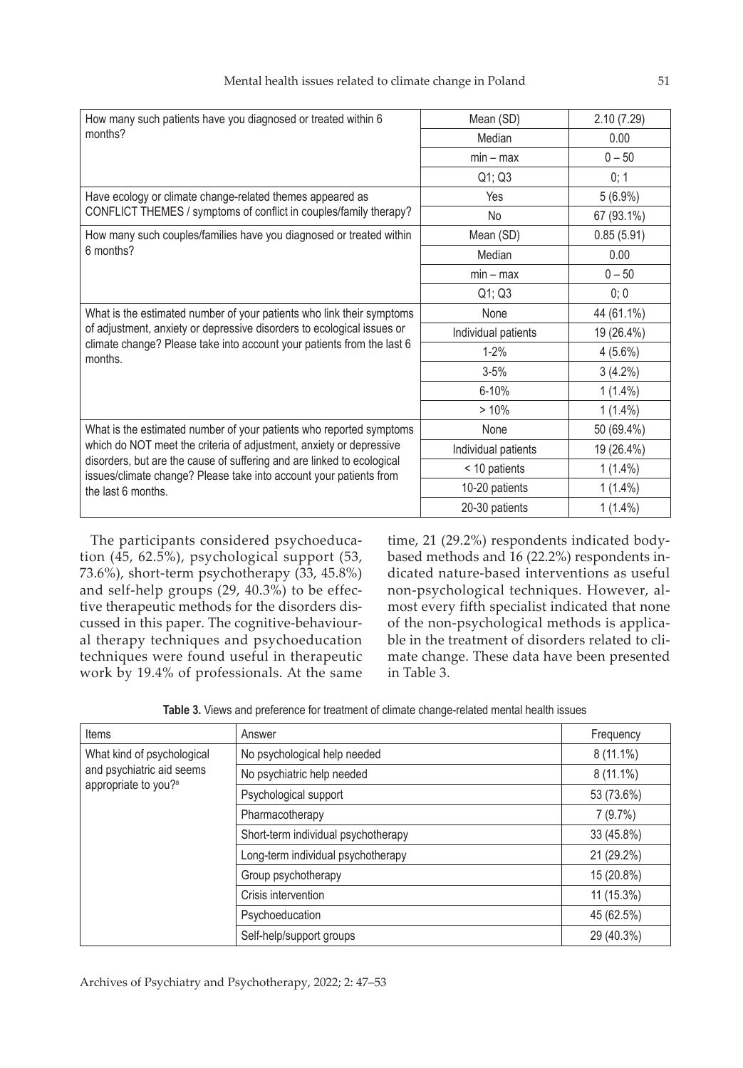| How many such patients have you diagnosed or treated within 6 months? | Mean (SD) | 2.10 (7.29) |
|---|---|---|
| | Median | 0.00 |
| | min – max | 0 – 50 |
| | Q1; Q3 | 0; 1 |
| Have ecology or climate change-related themes appeared as CONFLICT THEMES / symptoms of conflict in couples/family therapy? | Yes | 5 (6.9%) |
| | No | 67 (93.1%) |
| How many such couples/families have you diagnosed or treated within 6 months? | Mean (SD) | 0.85 (5.91) |
| | Median | 0.00 |
| | min – max | 0 – 50 |
| | Q1; Q3 | 0; 0 |
| What is the estimated number of your patients who link their symptoms of adjustment, anxiety or depressive disorders to ecological issues or climate change? Please take into account your patients from the last 6 months. | None | 44 (61.1%) |
| | Individual patients | 19 (26.4%) |
| | 1-2% | 4 (5.6%) |
| | 3-5% | 3 (4.2%) |
| | 6-10% | 1 (1.4%) |
| | > 10% | 1 (1.4%) |
| What is the estimated number of your patients who reported symptoms which do NOT meet the criteria of adjustment, anxiety or depressive disorders, but are the cause of suffering and are linked to ecological issues/climate change? Please take into account your patients from the last 6 months. | None | 50 (69.4%) |
| | Individual patients | 19 (26.4%) |
| | < 10 patients | 1 (1.4%) |
| | 10-20 patients | 1 (1.4%) |
| | 20-30 patients | 1 (1.4%) |

The participants considered psychoeducation (45, 62.5%), psychological support (53, 73.6%), short-term psychotherapy (33, 45.8%) and self-help groups (29, 40.3%) to be effective therapeutic methods for the disorders discussed in this paper. The cognitive-behavioural therapy techniques and psychoeducation techniques were found useful in therapeutic work by 19.4% of professionals. At the same time, 21 (29.2%) respondents indicated body-based methods and 16 (22.2%) respondents indicated nature-based interventions as useful non-psychological techniques. However, almost every fifth specialist indicated that none of the non-psychological methods is applicable in the treatment of disorders related to climate change. These data have been presented in Table 3.

**Table 3.** Views and preference for treatment of climate change-related mental health issues

| Items | Answer | Frequency |
|---|---|---|
| What kind of psychological and psychiatric aid seems appropriate to you?[a] | No psychological help needed | 8 (11.1%) |
| | No psychiatric help needed | 8 (11.1%) |
| | Psychological support | 53 (73.6%) |
| | Pharmacotherapy | 7 (9.7%) |
| | Short-term individual psychotherapy | 33 (45.8%) |
| | Long-term individual psychotherapy | 21 (29.2%) |
| | Group psychotherapy | 15 (20.8%) |
| | Crisis intervention | 11 (15.3%) |
| | Psychoeducation | 45 (62.5%) |
| | Self-help/support groups | 29 (40.3%) |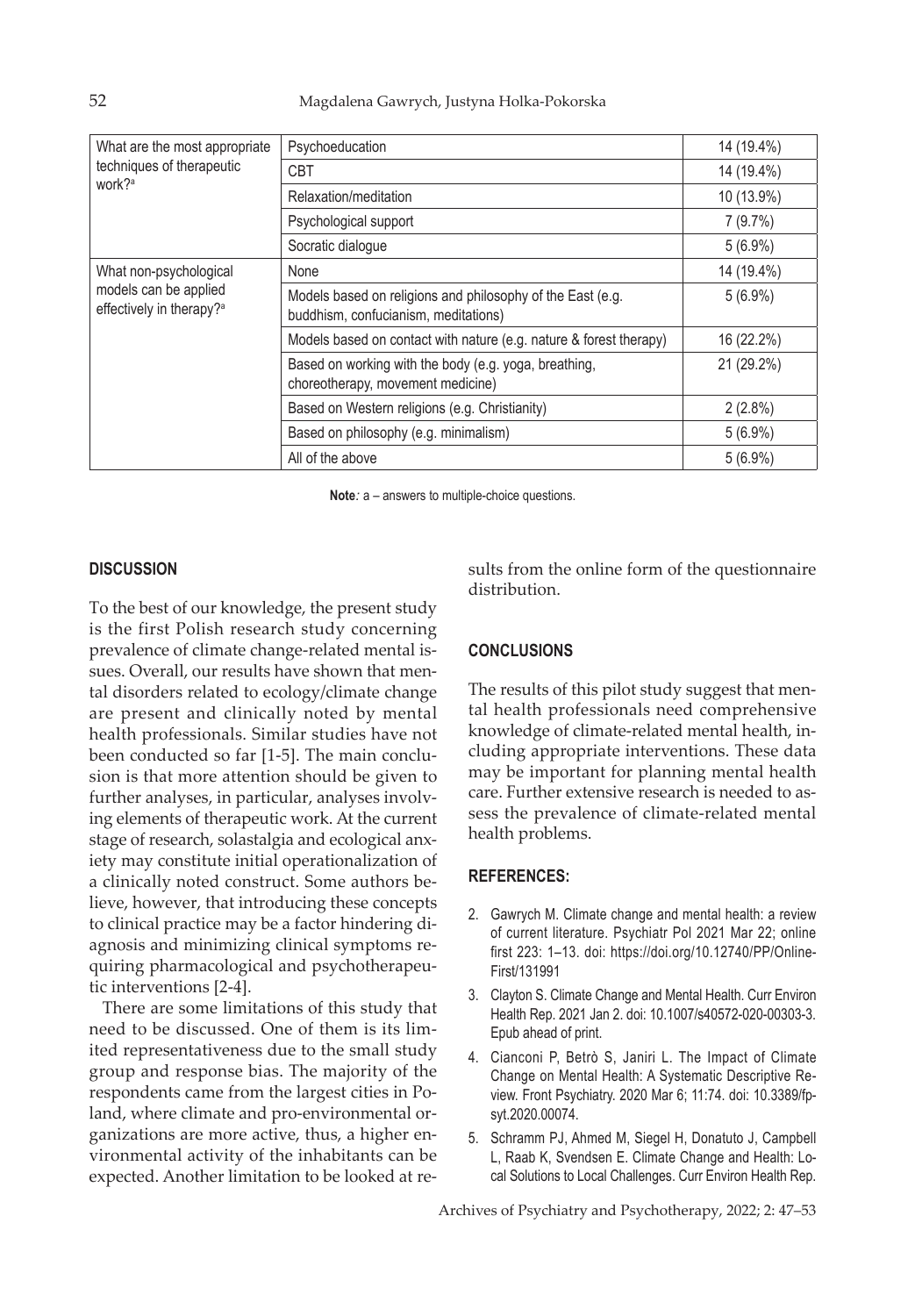| What are the most appropriate techniques of therapeutic work?[a] | Psychoeducation | 14 (19.4%) |
|---|---|---|
| | CBT | 14 (19.4%) |
| | Relaxation/meditation | 10 (13.9%) |
| | Psychological support | 7 (9.7%) |
| | Socratic dialogue | 5 (6.9%) |
| What non-psychological models can be applied effectively in therapy?[a] | None | 14 (19.4%) |
| | Models based on religions and philosophy of the East (e.g. buddhism, confucianism, meditations) | 5 (6.9%) |
| | Models based on contact with nature (e.g. nature & forest therapy) | 16 (22.2%) |
| | Based on working with the body (e.g. yoga, breathing, choreotherapy, movement medicine) | 21 (29.2%) |
| | Based on Western religions (e.g. Christianity) | 2 (2.8%) |
| | Based on philosophy (e.g. minimalism) | 5 (6.9%) |
| | All of the above | 5 (6.9%) |

**Note**: a – answers to multiple-choice questions.

## DISCUSSION

To the best of our knowledge, the present study is the first Polish research study concerning prevalence of climate change-related mental issues. Overall, our results have shown that mental disorders related to ecology/climate change are present and clinically noted by mental health professionals. Similar studies have not been conducted so far [1-5]. The main conclusion is that more attention should be given to further analyses, in particular, analyses involving elements of therapeutic work. At the current stage of research, solastalgia and ecological anxiety may constitute initial operationalization of a clinically noted construct. Some authors believe, however, that introducing these concepts to clinical practice may be a factor hindering diagnosis and minimizing clinical symptoms requiring pharmacological and psychotherapeutic interventions [2-4].

There are some limitations of this study that need to be discussed. One of them is its limited representativeness due to the small study group and response bias. The majority of the respondents came from the largest cities in Poland, where climate and pro-environmental organizations are more active, thus, a higher environmental activity of the inhabitants can be expected. Another limitation to be looked at results from the online form of the questionnaire distribution.

## CONCLUSIONS

The results of this pilot study suggest that mental health professionals need comprehensive knowledge of climate-related mental health, including appropriate interventions. These data may be important for planning mental health care. Further extensive research is needed to assess the prevalence of climate-related mental health problems.

## REFERENCES:

2. Gawrych M. Climate change and mental health: a review of current literature. Psychiatr Pol 2021 Mar 22; online first 223: 1–13. doi: https://doi.org/10.12740/PP/OnlineFirst/131991
3. Clayton S. Climate Change and Mental Health. Curr Environ Health Rep. 2021 Jan 2. doi: 10.1007/s40572-020-00303-3. Epub ahead of print.
4. Cianconi P, Betrò S, Janiri L. The Impact of Climate Change on Mental Health: A Systematic Descriptive Review. Front Psychiatry. 2020 Mar 6; 11:74. doi: 10.3389/fpsyt.2020.00074.
5. Schramm PJ, Ahmed M, Siegel H, Donatuto J, Campbell L, Raab K, Svendsen E. Climate Change and Health: Local Solutions to Local Challenges. Curr Environ Health Rep.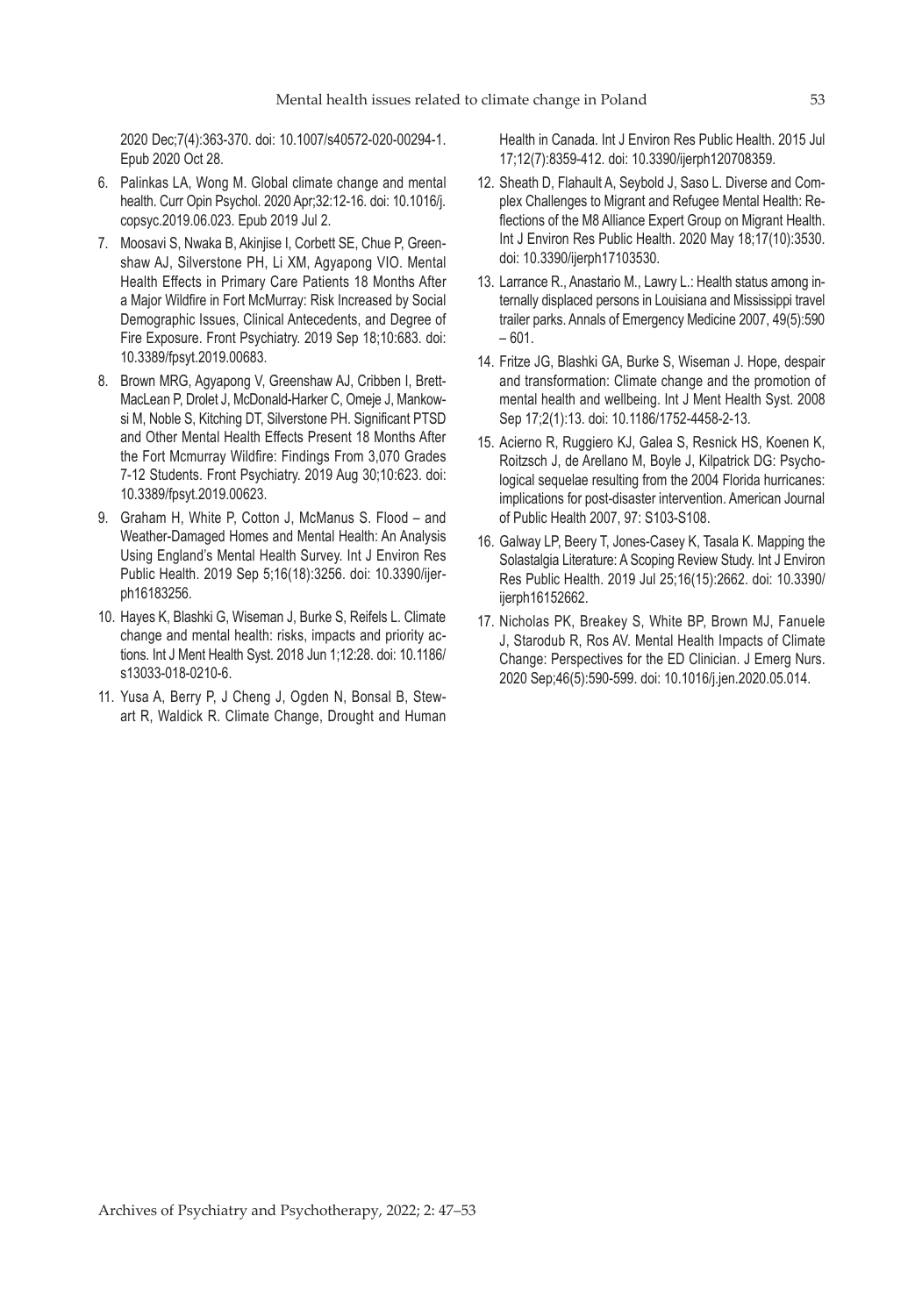2020 Dec;7(4):363-370. doi: 10.1007/s40572-020-00294-1. Epub 2020 Oct 28.

6. Palinkas LA, Wong M. Global climate change and mental health. Curr Opin Psychol. 2020 Apr;32:12-16. doi: 10.1016/j.copsyc.2019.06.023. Epub 2019 Jul 2.
7. Moosavi S, Nwaka B, Akinjise I, Corbett SE, Chue P, Greenshaw AJ, Silverstone PH, Li XM, Agyapong VIO. Mental Health Effects in Primary Care Patients 18 Months After a Major Wildfire in Fort McMurray: Risk Increased by Social Demographic Issues, Clinical Antecedents, and Degree of Fire Exposure. Front Psychiatry. 2019 Sep 18;10:683. doi: 10.3389/fpsyt.2019.00683.
8. Brown MRG, Agyapong V, Greenshaw AJ, Cribben I, Brett-MacLean P, Drolet J, McDonald-Harker C, Omeje J, Mankowsi M, Noble S, Kitching DT, Silverstone PH. Significant PTSD and Other Mental Health Effects Present 18 Months After the Fort Mcmurray Wildfire: Findings From 3,070 Grades 7-12 Students. Front Psychiatry. 2019 Aug 30;10:623. doi: 10.3389/fpsyt.2019.00623.
9. Graham H, White P, Cotton J, McManus S. Flood – and Weather-Damaged Homes and Mental Health: An Analysis Using England's Mental Health Survey. Int J Environ Res Public Health. 2019 Sep 5;16(18):3256. doi: 10.3390/ijerph16183256.
10. Hayes K, Blashki G, Wiseman J, Burke S, Reifels L. Climate change and mental health: risks, impacts and priority actions. Int J Ment Health Syst. 2018 Jun 1;12:28. doi: 10.1186/s13033-018-0210-6.
11. Yusa A, Berry P, J Cheng J, Ogden N, Bonsal B, Stewart R, Waldick R. Climate Change, Drought and Human Health in Canada. Int J Environ Res Public Health. 2015 Jul 17;12(7):8359-412. doi: 10.3390/ijerph120708359.
12. Sheath D, Flahault A, Seybold J, Saso L. Diverse and Complex Challenges to Migrant and Refugee Mental Health: Reflections of the M8 Alliance Expert Group on Migrant Health. Int J Environ Res Public Health. 2020 May 18;17(10):3530. doi: 10.3390/ijerph17103530.
13. Larrance R., Anastario M., Lawry L.: Health status among internally displaced persons in Louisiana and Mississippi travel trailer parks. Annals of Emergency Medicine 2007, 49(5):590 – 601.
14. Fritze JG, Blashki GA, Burke S, Wiseman J. Hope, despair and transformation: Climate change and the promotion of mental health and wellbeing. Int J Ment Health Syst. 2008 Sep 17;2(1):13. doi: 10.1186/1752-4458-2-13.
15. Acierno R, Ruggiero KJ, Galea S, Resnick HS, Koenen K, Roitzsch J, de Arellano M, Boyle J, Kilpatrick DG: Psychological sequelae resulting from the 2004 Florida hurricanes: implications for post-disaster intervention. American Journal of Public Health 2007, 97: S103-S108.
16. Galway LP, Beery T, Jones-Casey K, Tasala K. Mapping the Solastalgia Literature: A Scoping Review Study. Int J Environ Res Public Health. 2019 Jul 25;16(15):2662. doi: 10.3390/ijerph16152662.
17. Nicholas PK, Breakey S, White BP, Brown MJ, Fanuele J, Starodub R, Ros AV. Mental Health Impacts of Climate Change: Perspectives for the ED Clinician. J Emerg Nurs. 2020 Sep;46(5):590-599. doi: 10.1016/j.jen.2020.05.014.